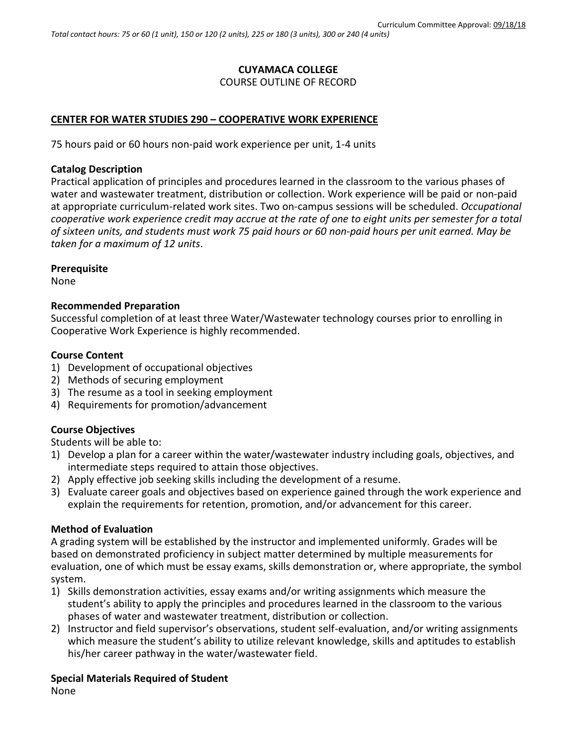Curriculum Committee Approval: 09/18/18

*Total contact hours: 75 or 60 (1 unit), 150 or 120 (2 units), 225 or 180 (3 units), 300 or 240 (4 units)*

**CUYAMACA COLLEGE**

COURSE OUTLINE OF RECORD

**CENTER FOR WATER STUDIES 290 – COOPERATIVE WORK EXPERIENCE**

75 hours paid or 60 hours non-paid work experience per unit, 1-4 units

### Catalog Description

Practical application of principles and procedures learned in the classroom to the various phases of water and wastewater treatment, distribution or collection. Work experience will be paid or non-paid at appropriate curriculum-related work sites. Two on-campus sessions will be scheduled. *Occupational cooperative work experience credit may accrue at the rate of one to eight units per semester for a total of sixteen units, and students must work 75 paid hours or 60 non-paid hours per unit earned. May be taken for a maximum of 12 units*.

### Prerequisite

None

### Recommended Preparation

Successful completion of at least three Water/Wastewater technology courses prior to enrolling in Cooperative Work Experience is highly recommended.

### Course Content

1) Development of occupational objectives
2) Methods of securing employment
3) The resume as a tool in seeking employment
4) Requirements for promotion/advancement

### Course Objectives

Students will be able to:

1) Develop a plan for a career within the water/wastewater industry including goals, objectives, and intermediate steps required to attain those objectives.
2) Apply effective job seeking skills including the development of a resume.
3) Evaluate career goals and objectives based on experience gained through the work experience and explain the requirements for retention, promotion, and/or advancement for this career.

### Method of Evaluation

A grading system will be established by the instructor and implemented uniformly. Grades will be based on demonstrated proficiency in subject matter determined by multiple measurements for evaluation, one of which must be essay exams, skills demonstration or, where appropriate, the symbol system.

1) Skills demonstration activities, essay exams and/or writing assignments which measure the student's ability to apply the principles and procedures learned in the classroom to the various phases of water and wastewater treatment, distribution or collection.
2) Instructor and field supervisor's observations, student self-evaluation, and/or writing assignments which measure the student's ability to utilize relevant knowledge, skills and aptitudes to establish his/her career pathway in the water/wastewater field.

### Special Materials Required of Student

None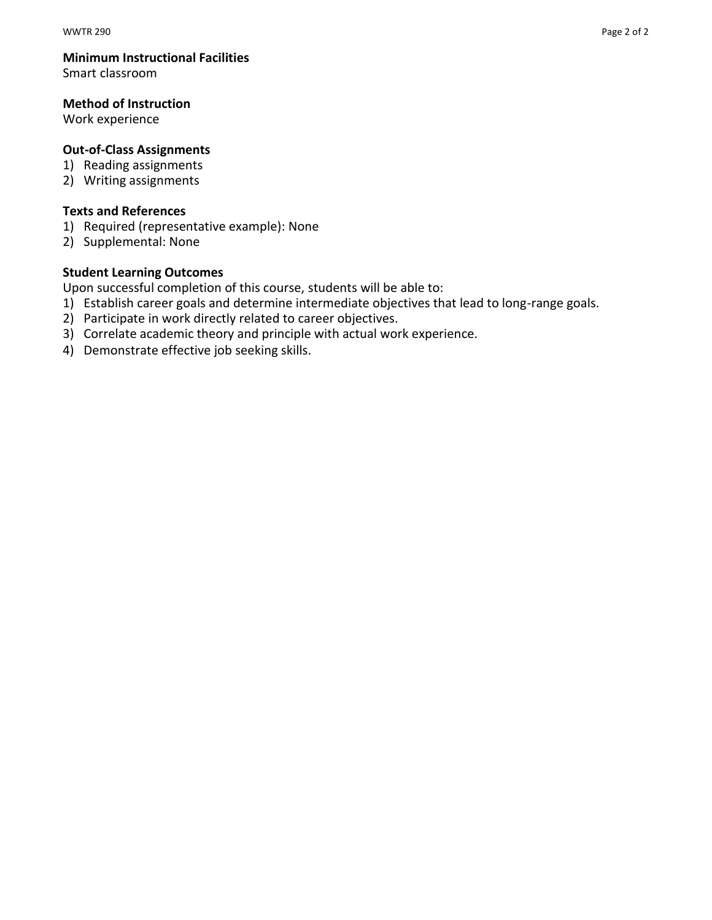**Minimum Instructional Facilities**
Smart classroom

**Method of Instruction**
Work experience

**Out-of-Class Assignments**
1) Reading assignments
2) Writing assignments

**Texts and References**
1) Required (representative example): None
2) Supplemental: None

**Student Learning Outcomes**
Upon successful completion of this course, students will be able to:
1) Establish career goals and determine intermediate objectives that lead to long-range goals.
2) Participate in work directly related to career objectives.
3) Correlate academic theory and principle with actual work experience.
4) Demonstrate effective job seeking skills.